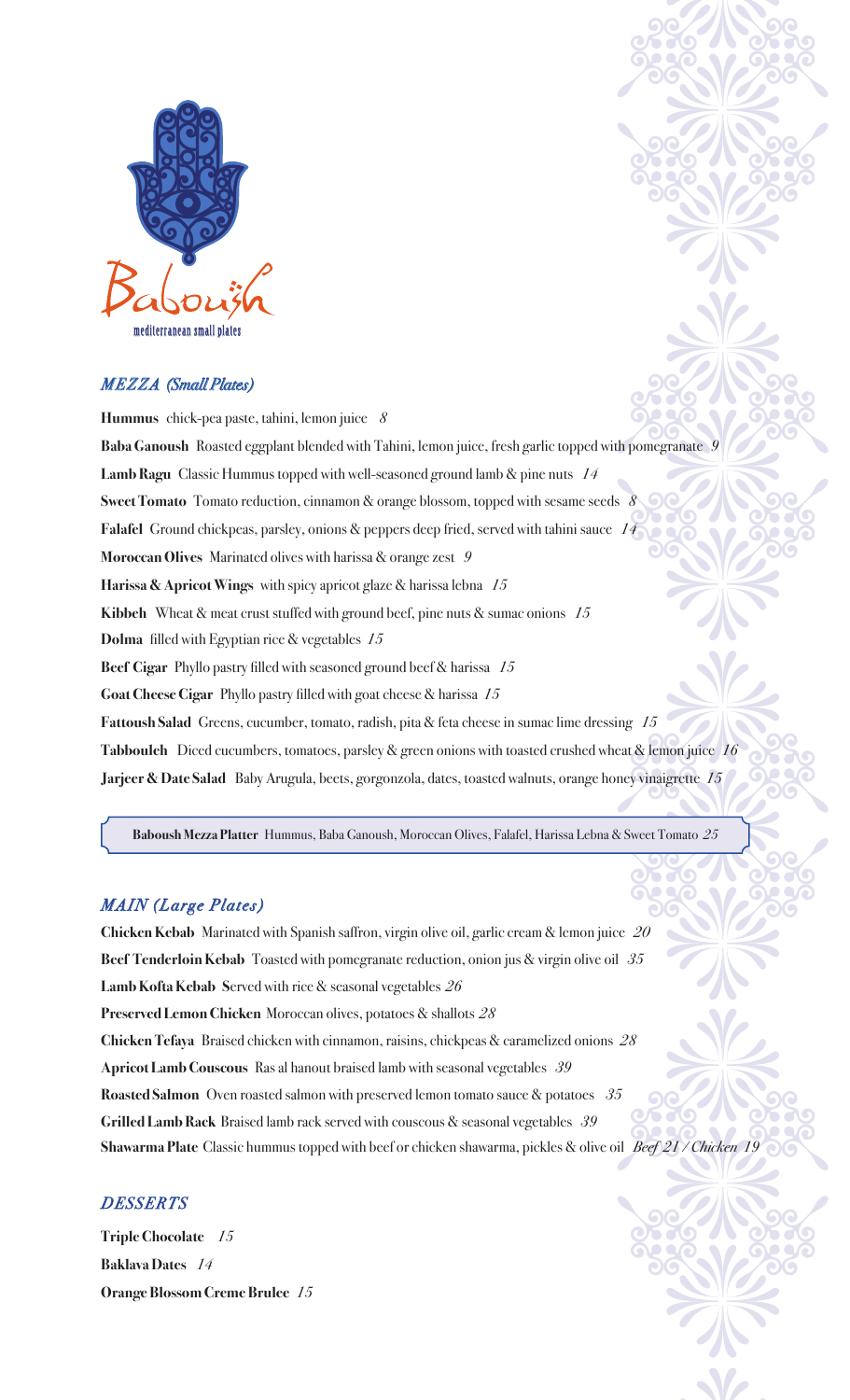# Baboush

mediterranean small plates

## *MEZZA (Small Plates)*

**Hummus** chick-pea paste, tahini, lemon juice *8*

**Baba Ganoush** Roasted eggplant blended with Tahini, lemon juice, fresh garlic topped with pomegranate *9*

**Lamb Ragu** Classic Hummus topped with well-seasoned ground lamb & pine nuts *14*

**Sweet Tomato** Tomato reduction, cinnamon & orange blossom, topped with sesame seeds *8*

**Falafel** Ground chickpeas, parsley, onions & peppers deep fried, served with tahini sauce *14*

**Moroccan Olives** Marinated olives with harissa & orange zest *9*

**Harissa & Apricot Wings** with spicy apricot glaze & harissa lebna *15*

**Kibbeh** Wheat & meat crust stuffed with ground beef, pine nuts & sumac onions *15*

**Dolma** filled with Egyptian rice & vegetables *15*

**Beef Cigar** Phyllo pastry filled with seasoned ground beef & harissa *15*

**Goat Cheese Cigar** Phyllo pastry filled with goat cheese & harissa *15*

**Fattoush Salad** Greens, cucumber, tomato, radish, pita & feta cheese in sumac lime dressing *15*

**Tabbouleh** Diced cucumbers, tomatoes, parsley & green onions with toasted crushed wheat & lemon juice *16*

**Jarjeer & Date Salad** Baby Arugula, beets, gorgonzola, dates, toasted walnuts, orange honey vinaigrette *15*

**Baboush Mezza Platter** Hummus, Baba Ganoush, Moroccan Olives, Falafel, Harissa Lebna & Sweet Tomato *25*

## *MAIN (Large Plates)*

**Chicken Kebab** Marinated with Spanish saffron, virgin olive oil, garlic cream & lemon juice *20*

**Beef Tenderloin Kebab** Toasted with pomegranate reduction, onion jus & virgin olive oil *35*

**Lamb Kofta Kebab** Served with rice & seasonal vegetables *26*

**Preserved Lemon Chicken** Moroccan olives, potatoes & shallots *28*

**Chicken Tefaya** Braised chicken with cinnamon, raisins, chickpeas & caramelized onions *28*

**Apricot Lamb Couscous** Ras al hanout braised lamb with seasonal vegetables *39*

**Roasted Salmon** Oven roasted salmon with preserved lemon tomato sauce & potatoes *35*

**Grilled Lamb Rack** Braised lamb rack served with couscous & seasonal vegetables *39*

**Shawarma Plate** Classic hummus topped with beef or chicken shawarma, pickles & olive oil *Beef 21 / Chicken 19*

## *DESSERTS*

**Triple Chocolate** *15*

**Baklava Dates** *14*

**Orange Blossom Creme Brulee** *15*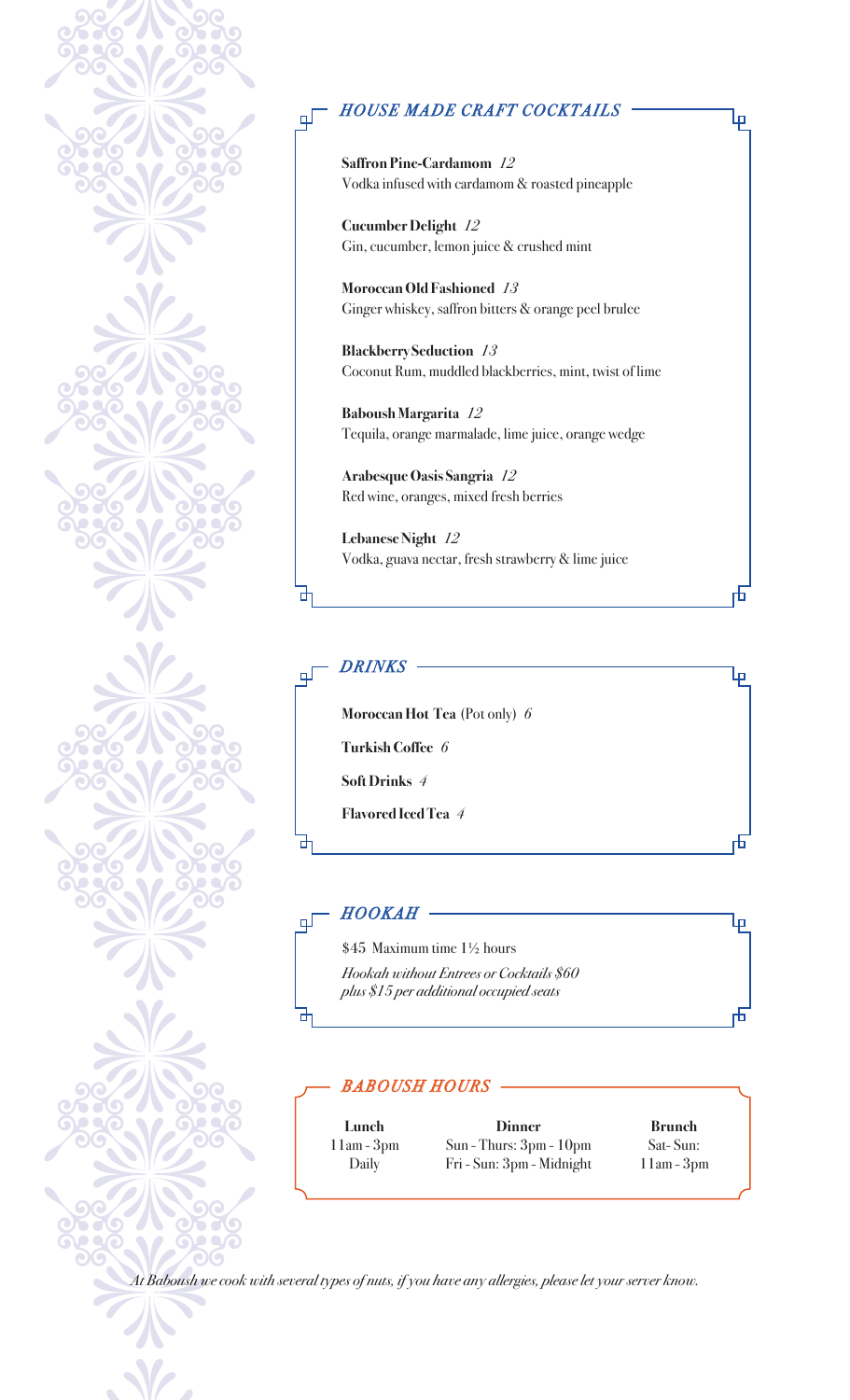## *HOUSE MADE CRAFT COCKTAILS*

**Saffron Pine-Cardamom** *12*
Vodka infused with cardamom & roasted pineapple

**Cucumber Delight** *12*
Gin, cucumber, lemon juice & crushed mint

**Moroccan Old Fashioned** *13*
Ginger whiskey, saffron bitters & orange peel brulee

**Blackberry Seduction** *13*
Coconut Rum, muddled blackberries, mint, twist of lime

**Baboush Margarita** *12*
Tequila, orange marmalade, lime juice, orange wedge

**Arabesque Oasis Sangria** *12*
Red wine, oranges, mixed fresh berries

**Lebanese Night** *12*
Vodka, guava nectar, fresh strawberry & lime juice

## *DRINKS*

**Moroccan Hot Tea** (Pot only) *6*

**Turkish Coffee** *6*

**Soft Drinks** *4*

**Flavored Iced Tea** *4*

## *HOOKAH*

$45 Maximum time 1½ hours

*Hookah without Entrees or Cocktails $60*
*plus $15 per additional occupied seats*

## *BABOUSH HOURS*

| Lunch | Dinner | Brunch |
|---|---|---|
| 11am - 3pm | Sun - Thurs: 3pm - 10pm | Sat- Sun: |
| Daily | Fri - Sun: 3pm - Midnight | 11am - 3pm |

*At Baboush we cook with several types of nuts, if you have any allergies, please let your server know.*